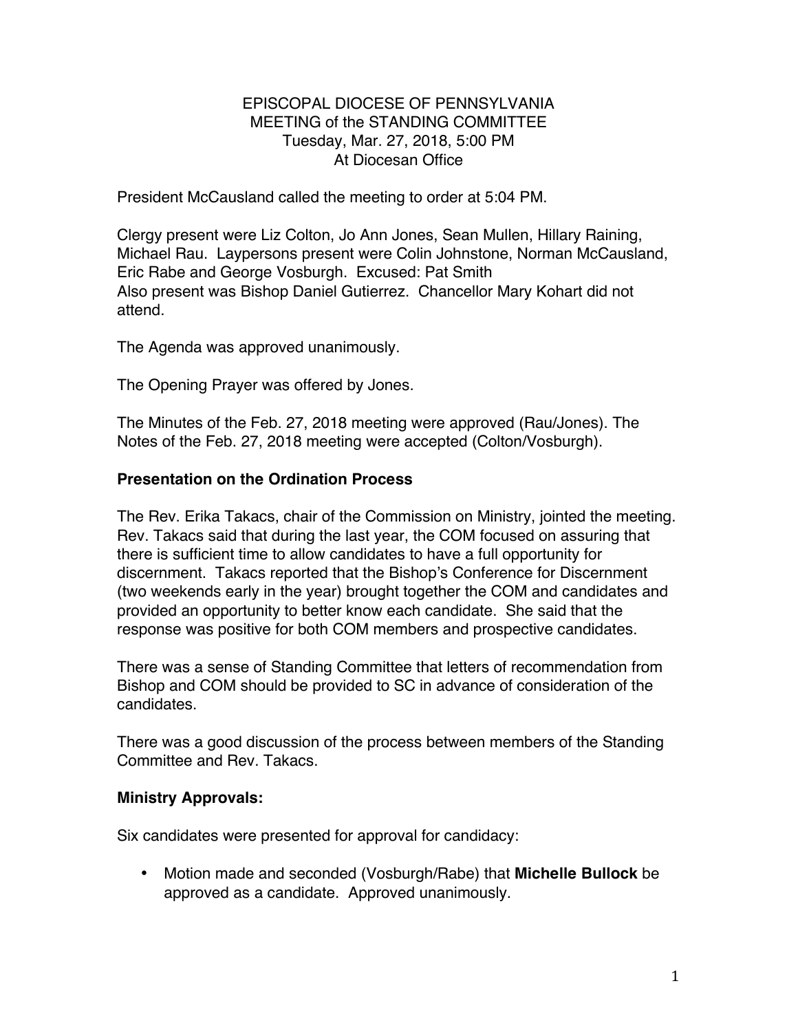EPISCOPAL DIOCESE OF PENNSYLVANIA
MEETING of the STANDING COMMITTEE
Tuesday, Mar. 27, 2018, 5:00 PM
At Diocesan Office

President McCausland called the meeting to order at 5:04 PM.

Clergy present were Liz Colton, Jo Ann Jones, Sean Mullen, Hillary Raining, Michael Rau. Laypersons present were Colin Johnstone, Norman McCausland, Eric Rabe and George Vosburgh. Excused: Pat Smith
Also present was Bishop Daniel Gutierrez. Chancellor Mary Kohart did not attend.

The Agenda was approved unanimously.

The Opening Prayer was offered by Jones.

The Minutes of the Feb. 27, 2018 meeting were approved (Rau/Jones). The Notes of the Feb. 27, 2018 meeting were accepted (Colton/Vosburgh).

**Presentation on the Ordination Process**

The Rev. Erika Takacs, chair of the Commission on Ministry, jointed the meeting. Rev. Takacs said that during the last year, the COM focused on assuring that there is sufficient time to allow candidates to have a full opportunity for discernment. Takacs reported that the Bishop's Conference for Discernment (two weekends early in the year) brought together the COM and candidates and provided an opportunity to better know each candidate. She said that the response was positive for both COM members and prospective candidates.

There was a sense of Standing Committee that letters of recommendation from Bishop and COM should be provided to SC in advance of consideration of the candidates.

There was a good discussion of the process between members of the Standing Committee and Rev. Takacs.

**Ministry Approvals:**

Six candidates were presented for approval for candidacy:

- Motion made and seconded (Vosburgh/Rabe) that **Michelle Bullock** be approved as a candidate. Approved unanimously.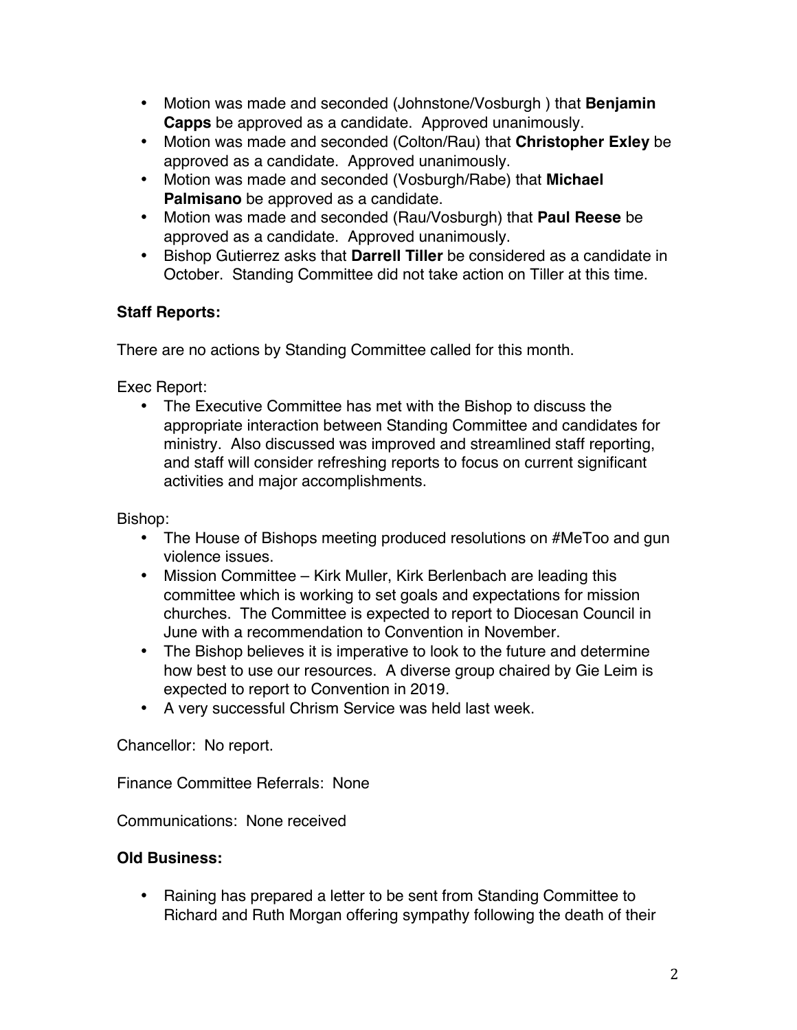- Motion was made and seconded (Johnstone/Vosburgh ) that **Benjamin Capps** be approved as a candidate.  Approved unanimously.
- Motion was made and seconded (Colton/Rau) that **Christopher Exley** be approved as a candidate.  Approved unanimously.
- Motion was made and seconded (Vosburgh/Rabe) that **Michael Palmisano** be approved as a candidate.
- Motion was made and seconded (Rau/Vosburgh) that **Paul Reese** be approved as a candidate.  Approved unanimously.
- Bishop Gutierrez asks that **Darrell Tiller** be considered as a candidate in October.  Standing Committee did not take action on Tiller at this time.

**Staff Reports:**

There are no actions by Standing Committee called for this month.

Exec Report:

- The Executive Committee has met with the Bishop to discuss the appropriate interaction between Standing Committee and candidates for ministry.  Also discussed was improved and streamlined staff reporting, and staff will consider refreshing reports to focus on current significant activities and major accomplishments.

Bishop:

- The House of Bishops meeting produced resolutions on #MeToo and gun violence issues.
- Mission Committee – Kirk Muller, Kirk Berlenbach are leading this committee which is working to set goals and expectations for mission churches.  The Committee is expected to report to Diocesan Council in June with a recommendation to Convention in November.
- The Bishop believes it is imperative to look to the future and determine how best to use our resources.  A diverse group chaired by Gie Leim is expected to report to Convention in 2019.
- A very successful Chrism Service was held last week.

Chancellor:  No report.

Finance Committee Referrals:  None

Communications:  None received

**Old Business:**

- Raining has prepared a letter to be sent from Standing Committee to Richard and Ruth Morgan offering sympathy following the death of their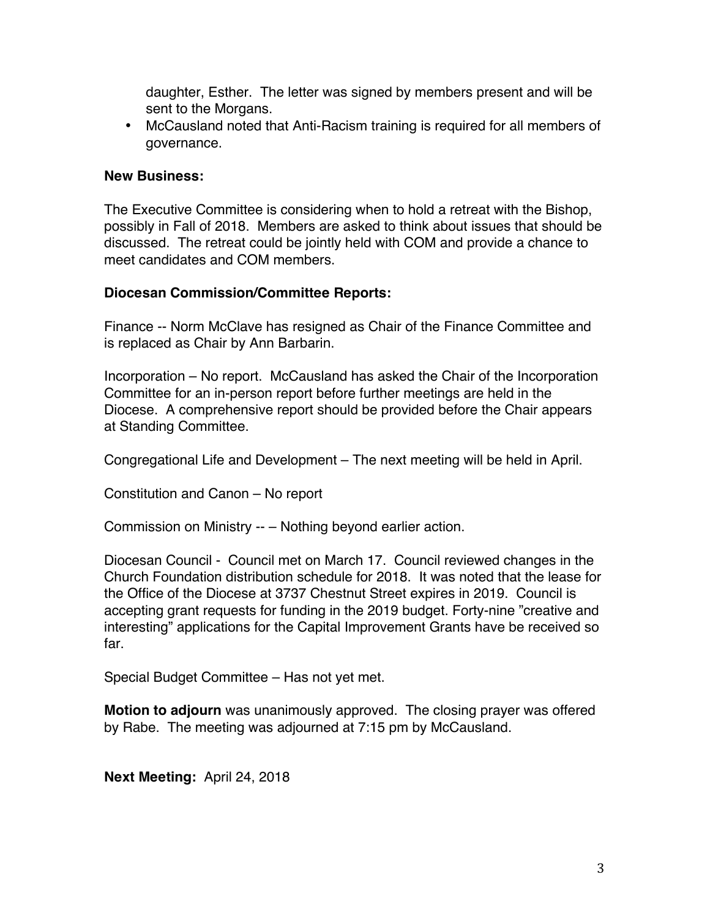daughter, Esther. The letter was signed by members present and will be sent to the Morgans.

- McCausland noted that Anti-Racism training is required for all members of governance.

**New Business:**

The Executive Committee is considering when to hold a retreat with the Bishop, possibly in Fall of 2018. Members are asked to think about issues that should be discussed. The retreat could be jointly held with COM and provide a chance to meet candidates and COM members.

**Diocesan Commission/Committee Reports:**

Finance -- Norm McClave has resigned as Chair of the Finance Committee and is replaced as Chair by Ann Barbarin.

Incorporation – No report. McCausland has asked the Chair of the Incorporation Committee for an in-person report before further meetings are held in the Diocese. A comprehensive report should be provided before the Chair appears at Standing Committee.

Congregational Life and Development – The next meeting will be held in April.

Constitution and Canon – No report

Commission on Ministry -- – Nothing beyond earlier action.

Diocesan Council - Council met on March 17. Council reviewed changes in the Church Foundation distribution schedule for 2018. It was noted that the lease for the Office of the Diocese at 3737 Chestnut Street expires in 2019. Council is accepting grant requests for funding in the 2019 budget. Forty-nine "creative and interesting" applications for the Capital Improvement Grants have be received so far.

Special Budget Committee – Has not yet met.

**Motion to adjourn** was unanimously approved. The closing prayer was offered by Rabe. The meeting was adjourned at 7:15 pm by McCausland.

**Next Meeting:** April 24, 2018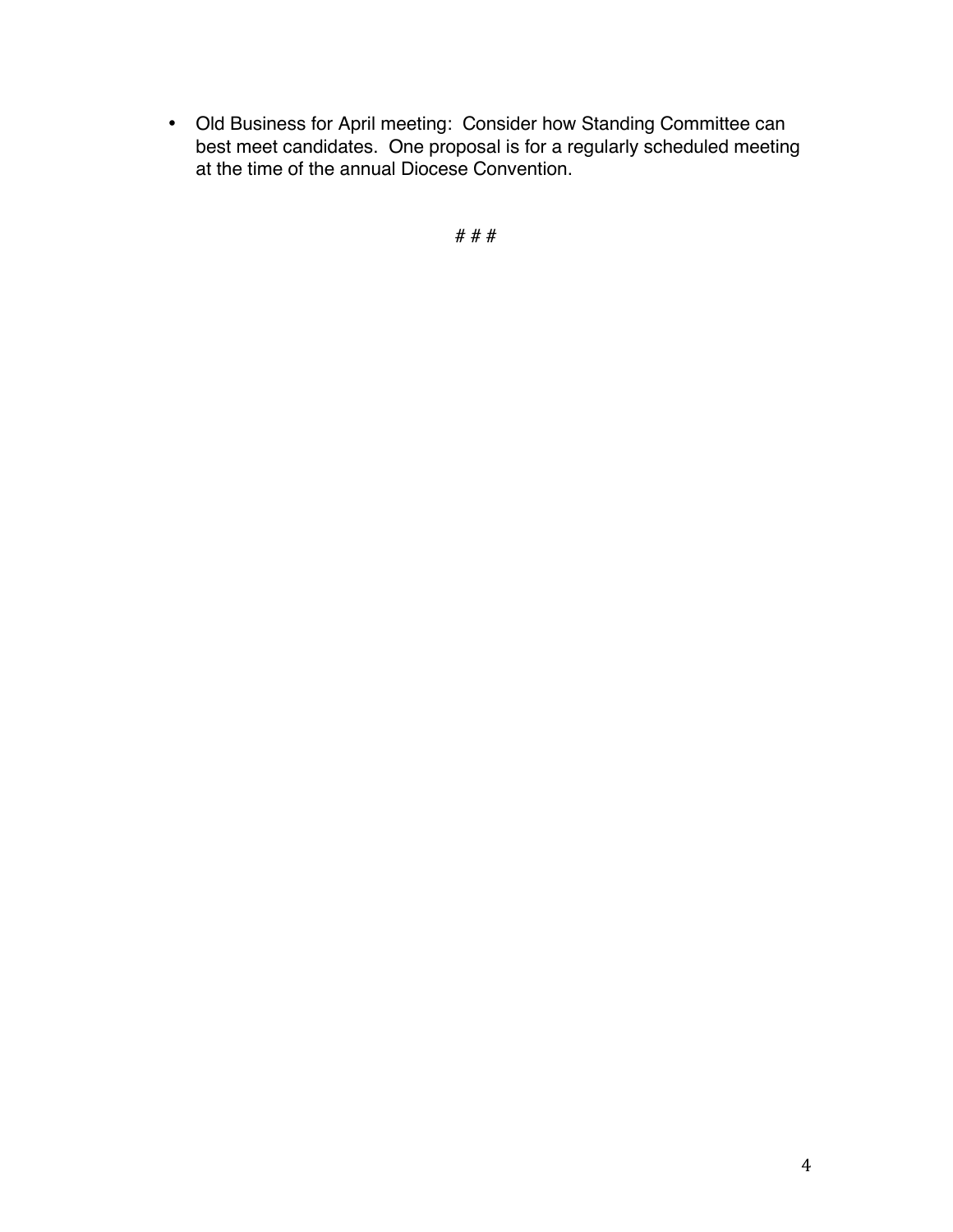- Old Business for April meeting: Consider how Standing Committee can best meet candidates. One proposal is for a regularly scheduled meeting at the time of the annual Diocese Convention.

# # #